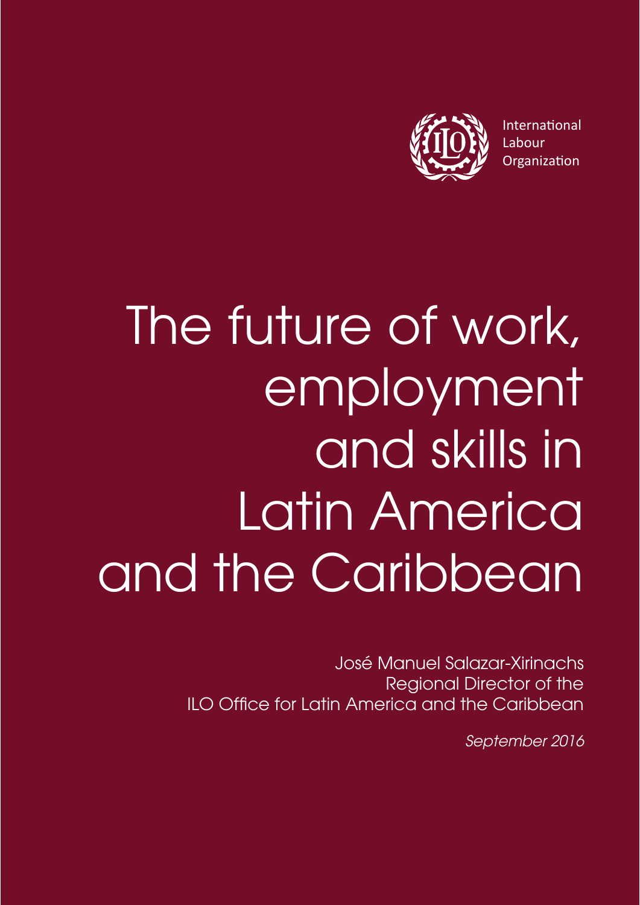International
Labour
Organization

# The future of work, employment and skills in Latin America and the Caribbean

José Manuel Salazar-Xirinachs
Regional Director of the
ILO Office for Latin America and the Caribbean

*September 2016*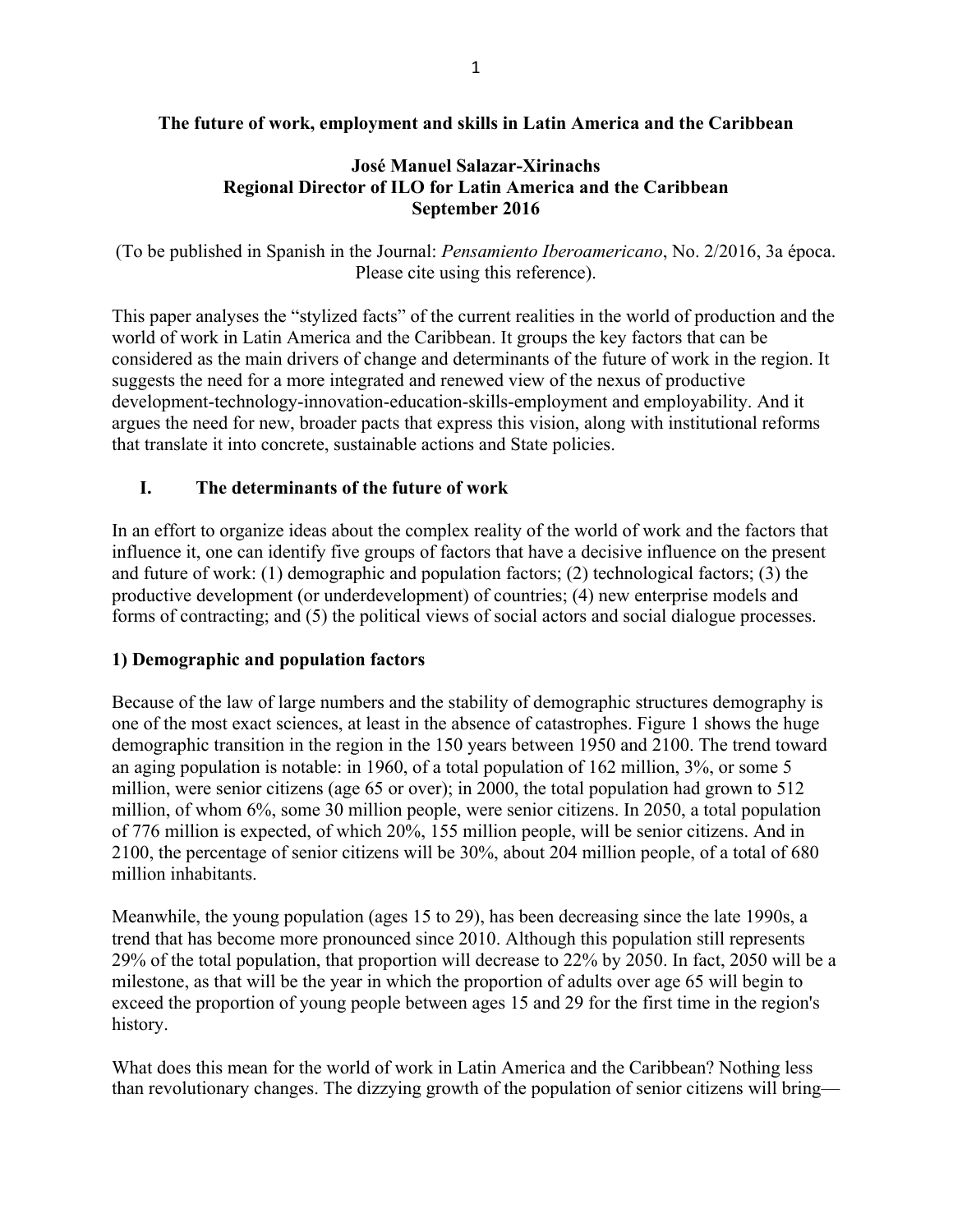**The future of work, employment and skills in Latin America and the Caribbean**

**José Manuel Salazar-Xirinachs**
**Regional Director of ILO for Latin America and the Caribbean**
**September 2016**

(To be published in Spanish in the Journal: *Pensamiento Iberoamericano*, No. 2/2016, 3a época. Please cite using this reference).

This paper analyses the "stylized facts" of the current realities in the world of production and the world of work in Latin America and the Caribbean. It groups the key factors that can be considered as the main drivers of change and determinants of the future of work in the region. It suggests the need for a more integrated and renewed view of the nexus of productive development-technology-innovation-education-skills-employment and employability. And it argues the need for new, broader pacts that express this vision, along with institutional reforms that translate it into concrete, sustainable actions and State policies.

## I. The determinants of the future of work

In an effort to organize ideas about the complex reality of the world of work and the factors that influence it, one can identify five groups of factors that have a decisive influence on the present and future of work: (1) demographic and population factors; (2) technological factors; (3) the productive development (or underdevelopment) of countries; (4) new enterprise models and forms of contracting; and (5) the political views of social actors and social dialogue processes.

### 1) Demographic and population factors

Because of the law of large numbers and the stability of demographic structures demography is one of the most exact sciences, at least in the absence of catastrophes. Figure 1 shows the huge demographic transition in the region in the 150 years between 1950 and 2100. The trend toward an aging population is notable: in 1960, of a total population of 162 million, 3%, or some 5 million, were senior citizens (age 65 or over); in 2000, the total population had grown to 512 million, of whom 6%, some 30 million people, were senior citizens. In 2050, a total population of 776 million is expected, of which 20%, 155 million people, will be senior citizens. And in 2100, the percentage of senior citizens will be 30%, about 204 million people, of a total of 680 million inhabitants.

Meanwhile, the young population (ages 15 to 29), has been decreasing since the late 1990s, a trend that has become more pronounced since 2010. Although this population still represents 29% of the total population, that proportion will decrease to 22% by 2050. In fact, 2050 will be a milestone, as that will be the year in which the proportion of adults over age 65 will begin to exceed the proportion of young people between ages 15 and 29 for the first time in the region's history.

What does this mean for the world of work in Latin America and the Caribbean? Nothing less than revolutionary changes. The dizzying growth of the population of senior citizens will bring—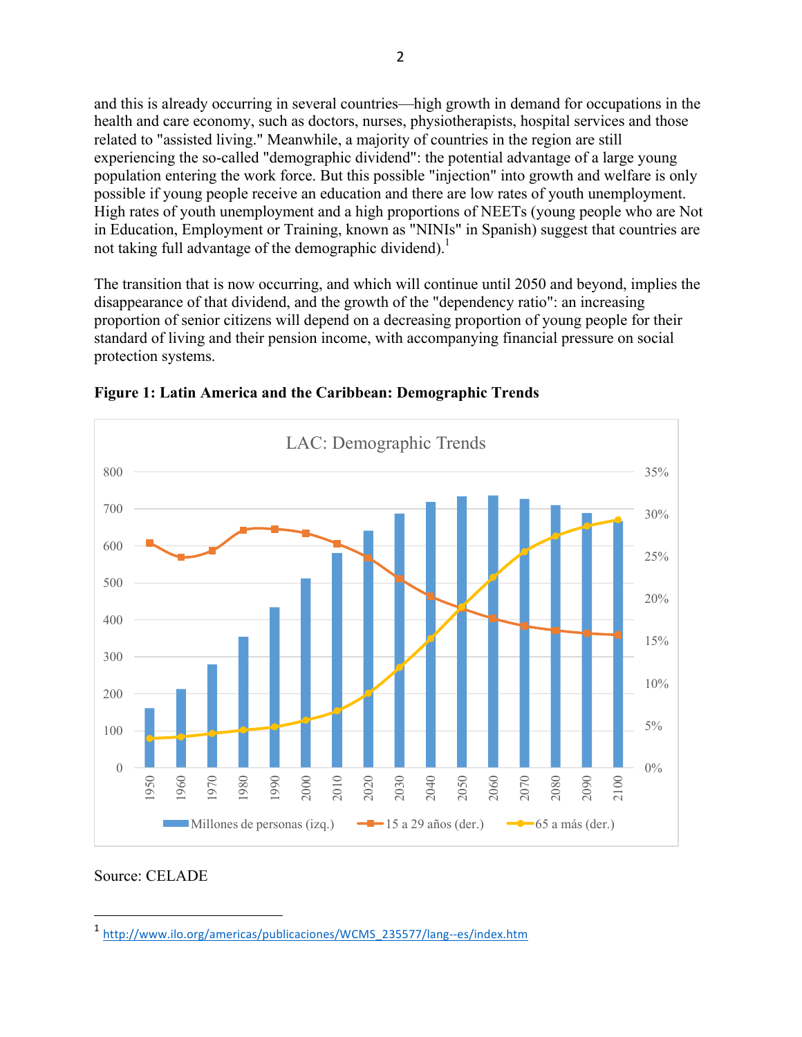and this is already occurring in several countries—high growth in demand for occupations in the health and care economy, such as doctors, nurses, physiotherapists, hospital services and those related to "assisted living." Meanwhile, a majority of countries in the region are still experiencing the so-called "demographic dividend": the potential advantage of a large young population entering the work force. But this possible "injection" into growth and welfare is only possible if young people receive an education and there are low rates of youth unemployment. High rates of youth unemployment and a high proportions of NEETs (young people who are Not in Education, Employment or Training, known as "NINIs" in Spanish) suggest that countries are not taking full advantage of the demographic dividend).[1]

The transition that is now occurring, and which will continue until 2050 and beyond, implies the disappearance of that dividend, and the growth of the "dependency ratio": an increasing proportion of senior citizens will depend on a decreasing proportion of young people for their standard of living and their pension income, with accompanying financial pressure on social protection systems.

**Figure 1: Latin America and the Caribbean: Demographic Trends**

Source: CELADE

[1] http://www.ilo.org/americas/publicaciones/WCMS_235577/lang--es/index.htm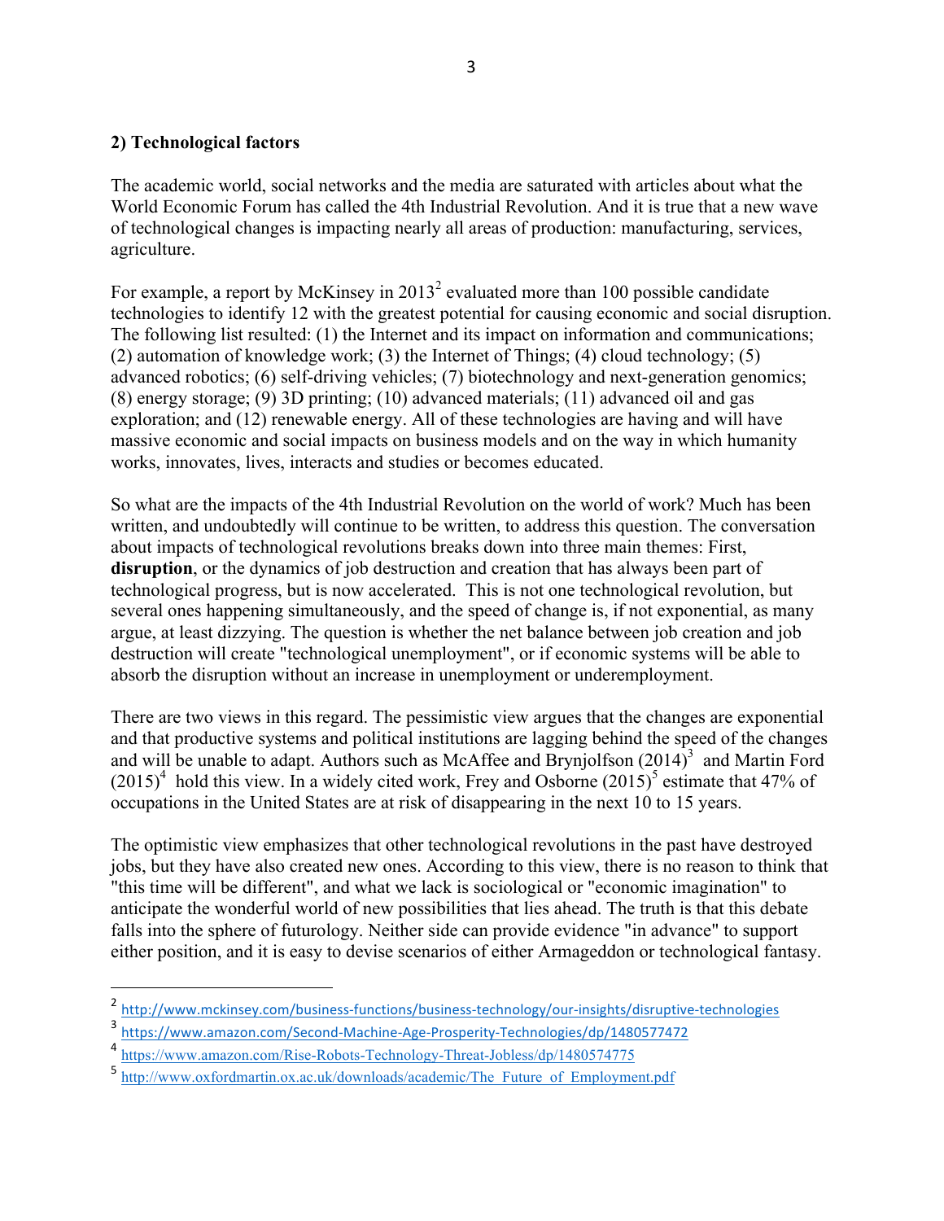### 2) Technological factors

The academic world, social networks and the media are saturated with articles about what the World Economic Forum has called the 4th Industrial Revolution. And it is true that a new wave of technological changes is impacting nearly all areas of production: manufacturing, services, agriculture.

For example, a report by McKinsey in 2013[2] evaluated more than 100 possible candidate technologies to identify 12 with the greatest potential for causing economic and social disruption. The following list resulted: (1) the Internet and its impact on information and communications; (2) automation of knowledge work; (3) the Internet of Things; (4) cloud technology; (5) advanced robotics; (6) self-driving vehicles; (7) biotechnology and next-generation genomics; (8) energy storage; (9) 3D printing; (10) advanced materials; (11) advanced oil and gas exploration; and (12) renewable energy. All of these technologies are having and will have massive economic and social impacts on business models and on the way in which humanity works, innovates, lives, interacts and studies or becomes educated.

So what are the impacts of the 4th Industrial Revolution on the world of work? Much has been written, and undoubtedly will continue to be written, to address this question. The conversation about impacts of technological revolutions breaks down into three main themes: First, **disruption**, or the dynamics of job destruction and creation that has always been part of technological progress, but is now accelerated. This is not one technological revolution, but several ones happening simultaneously, and the speed of change is, if not exponential, as many argue, at least dizzying. The question is whether the net balance between job creation and job destruction will create "technological unemployment", or if economic systems will be able to absorb the disruption without an increase in unemployment or underemployment.

There are two views in this regard. The pessimistic view argues that the changes are exponential and that productive systems and political institutions are lagging behind the speed of the changes and will be unable to adapt. Authors such as McAffee and Brynjolfson (2014)[3] and Martin Ford (2015)[4] hold this view. In a widely cited work, Frey and Osborne (2015)[5] estimate that 47% of occupations in the United States are at risk of disappearing in the next 10 to 15 years.

The optimistic view emphasizes that other technological revolutions in the past have destroyed jobs, but they have also created new ones. According to this view, there is no reason to think that "this time will be different", and what we lack is sociological or "economic imagination" to anticipate the wonderful world of new possibilities that lies ahead. The truth is that this debate falls into the sphere of futurology. Neither side can provide evidence "in advance" to support either position, and it is easy to devise scenarios of either Armageddon or technological fantasy.

---

[2] http://www.mckinsey.com/business-functions/business-technology/our-insights/disruptive-technologies

[3] https://www.amazon.com/Second-Machine-Age-Prosperity-Technologies/dp/1480577472

[4] https://www.amazon.com/Rise-Robots-Technology-Threat-Jobless/dp/1480574775

[5] http://www.oxfordmartin.ox.ac.uk/downloads/academic/The_Future_of_Employment.pdf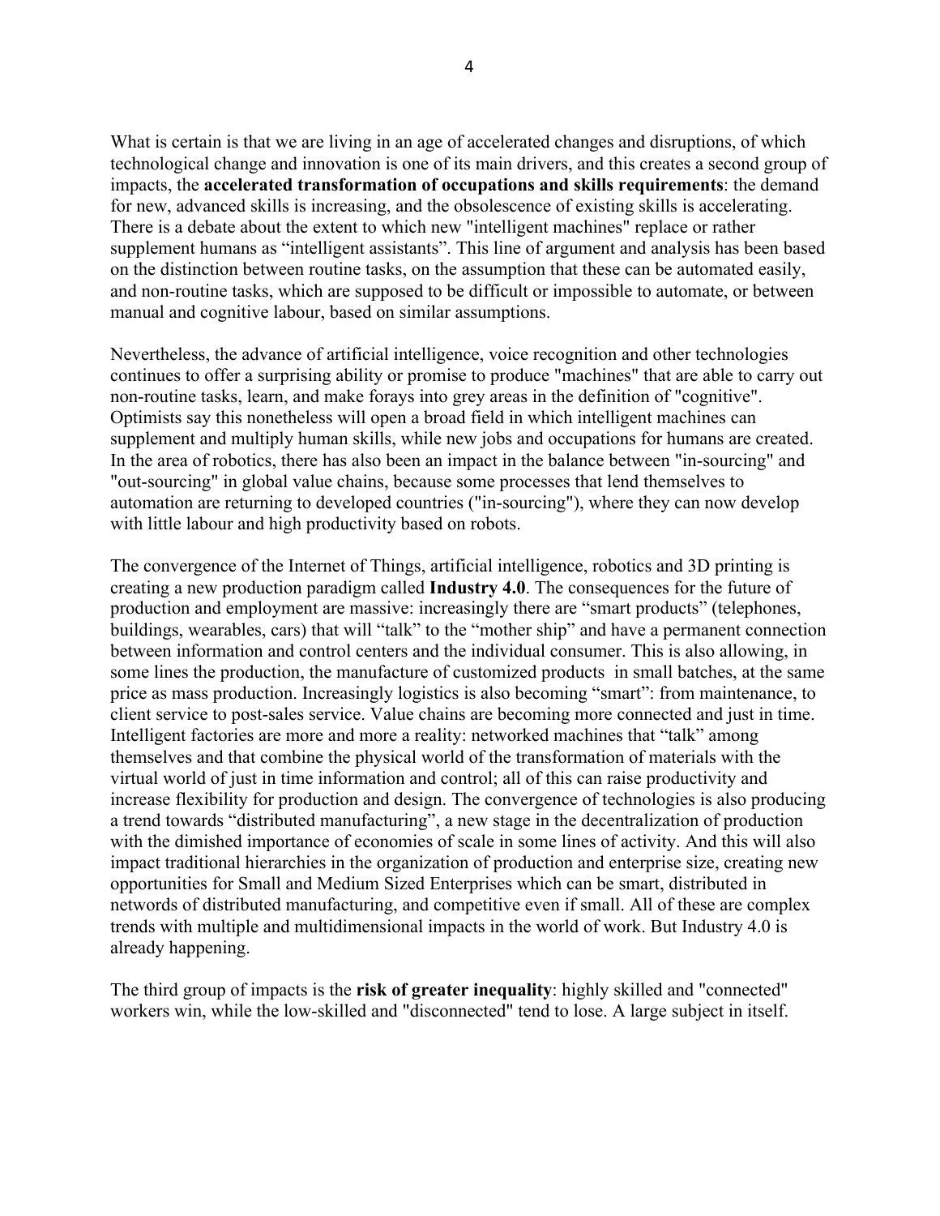What is certain is that we are living in an age of accelerated changes and disruptions, of which technological change and innovation is one of its main drivers, and this creates a second group of impacts, the **accelerated transformation of occupations and skills requirements**: the demand for new, advanced skills is increasing, and the obsolescence of existing skills is accelerating. There is a debate about the extent to which new "intelligent machines" replace or rather supplement humans as "intelligent assistants". This line of argument and analysis has been based on the distinction between routine tasks, on the assumption that these can be automated easily, and non-routine tasks, which are supposed to be difficult or impossible to automate, or between manual and cognitive labour, based on similar assumptions.

Nevertheless, the advance of artificial intelligence, voice recognition and other technologies continues to offer a surprising ability or promise to produce "machines" that are able to carry out non-routine tasks, learn, and make forays into grey areas in the definition of "cognitive". Optimists say this nonetheless will open a broad field in which intelligent machines can supplement and multiply human skills, while new jobs and occupations for humans are created. In the area of robotics, there has also been an impact in the balance between "in-sourcing" and "out-sourcing" in global value chains, because some processes that lend themselves to automation are returning to developed countries ("in-sourcing"), where they can now develop with little labour and high productivity based on robots.

The convergence of the Internet of Things, artificial intelligence, robotics and 3D printing is creating a new production paradigm called **Industry 4.0**. The consequences for the future of production and employment are massive: increasingly there are "smart products" (telephones, buildings, wearables, cars) that will "talk" to the "mother ship" and have a permanent connection between information and control centers and the individual consumer. This is also allowing, in some lines the production, the manufacture of customized products in small batches, at the same price as mass production. Increasingly logistics is also becoming "smart": from maintenance, to client service to post-sales service. Value chains are becoming more connected and just in time. Intelligent factories are more and more a reality: networked machines that "talk" among themselves and that combine the physical world of the transformation of materials with the virtual world of just in time information and control; all of this can raise productivity and increase flexibility for production and design. The convergence of technologies is also producing a trend towards "distributed manufacturing", a new stage in the decentralization of production with the dimished importance of economies of scale in some lines of activity. And this will also impact traditional hierarchies in the organization of production and enterprise size, creating new opportunities for Small and Medium Sized Enterprises which can be smart, distributed in networds of distributed manufacturing, and competitive even if small. All of these are complex trends with multiple and multidimensional impacts in the world of work. But Industry 4.0 is already happening.

The third group of impacts is the **risk of greater inequality**: highly skilled and "connected" workers win, while the low-skilled and "disconnected" tend to lose. A large subject in itself.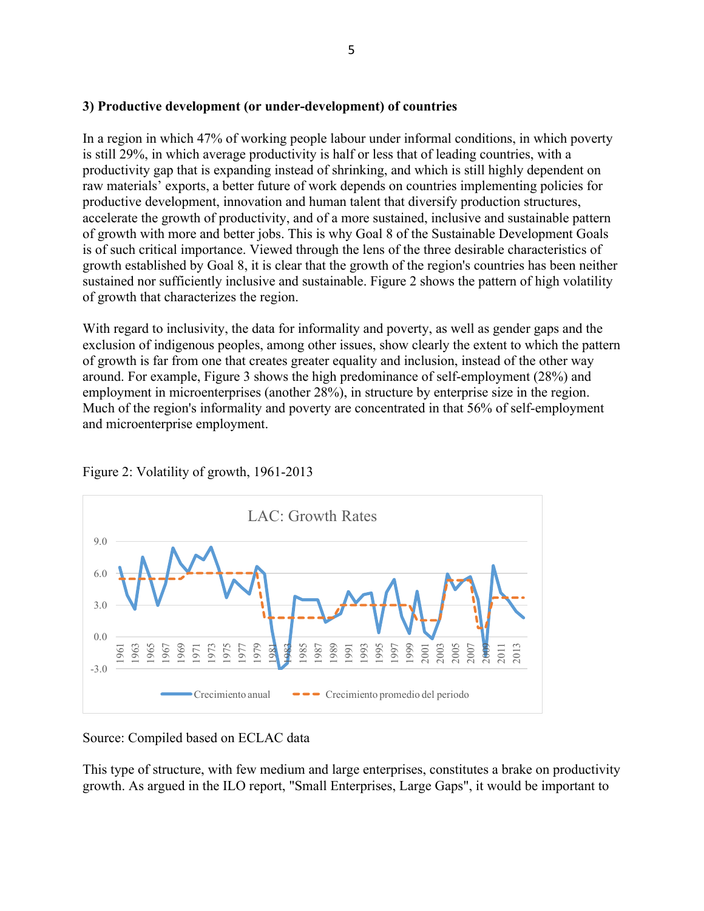### 3) Productive development (or under-development) of countries

In a region in which 47% of working people labour under informal conditions, in which poverty is still 29%, in which average productivity is half or less that of leading countries, with a productivity gap that is expanding instead of shrinking, and which is still highly dependent on raw materials' exports, a better future of work depends on countries implementing policies for productive development, innovation and human talent that diversify production structures, accelerate the growth of productivity, and of a more sustained, inclusive and sustainable pattern of growth with more and better jobs. This is why Goal 8 of the Sustainable Development Goals is of such critical importance. Viewed through the lens of the three desirable characteristics of growth established by Goal 8, it is clear that the growth of the region's countries has been neither sustained nor sufficiently inclusive and sustainable. Figure 2 shows the pattern of high volatility of growth that characterizes the region.

With regard to inclusivity, the data for informality and poverty, as well as gender gaps and the exclusion of indigenous peoples, among other issues, show clearly the extent to which the pattern of growth is far from one that creates greater equality and inclusion, instead of the other way around. For example, Figure 3 shows the high predominance of self-employment (28%) and employment in microenterprises (another 28%), in structure by enterprise size in the region. Much of the region's informality and poverty are concentrated in that 56% of self-employment and microenterprise employment.

Figure 2: Volatility of growth, 1961-2013

Source: Compiled based on ECLAC data

This type of structure, with few medium and large enterprises, constitutes a brake on productivity growth. As argued in the ILO report, "Small Enterprises, Large Gaps", it would be important to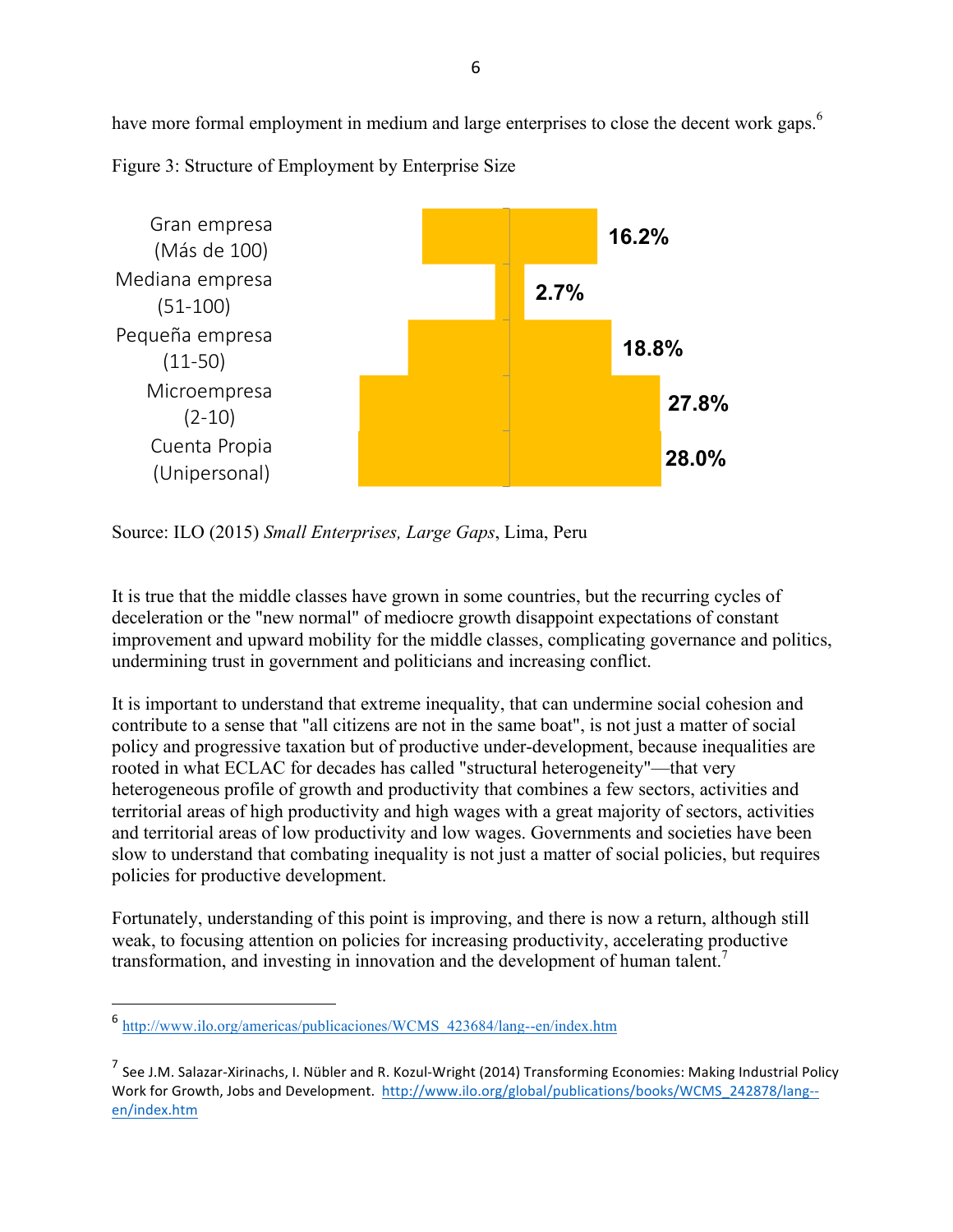have more formal employment in medium and large enterprises to close the decent work gaps.[6]

Figure 3: Structure of Employment by Enterprise Size

| Enterprise size | Share of employment |
|---|---|
| Gran empresa (Más de 100) | 16.2% |
| Mediana empresa (51-100) | 2.7% |
| Pequeña empresa (11-50) | 18.8% |
| Microempresa (2-10) | 27.8% |
| Cuenta Propia (Unipersonal) | 28.0% |

Source: ILO (2015) *Small Enterprises, Large Gaps*, Lima, Peru

It is true that the middle classes have grown in some countries, but the recurring cycles of deceleration or the "new normal" of mediocre growth disappoint expectations of constant improvement and upward mobility for the middle classes, complicating governance and politics, undermining trust in government and politicians and increasing conflict.

It is important to understand that extreme inequality, that can undermine social cohesion and contribute to a sense that "all citizens are not in the same boat", is not just a matter of social policy and progressive taxation but of productive under-development, because inequalities are rooted in what ECLAC for decades has called "structural heterogeneity"—that very heterogeneous profile of growth and productivity that combines a few sectors, activities and territorial areas of high productivity and high wages with a great majority of sectors, activities and territorial areas of low productivity and low wages. Governments and societies have been slow to understand that combating inequality is not just a matter of social policies, but requires policies for productive development.

Fortunately, understanding of this point is improving, and there is now a return, although still weak, to focusing attention on policies for increasing productivity, accelerating productive transformation, and investing in innovation and the development of human talent.[7]

---

[6] http://www.ilo.org/americas/publicaciones/WCMS_423684/lang--en/index.htm

[7] See J.M. Salazar-Xirinachs, I. Nübler and R. Kozul-Wright (2014) Transforming Economies: Making Industrial Policy Work for Growth, Jobs and Development. http://www.ilo.org/global/publications/books/WCMS_242878/lang--en/index.htm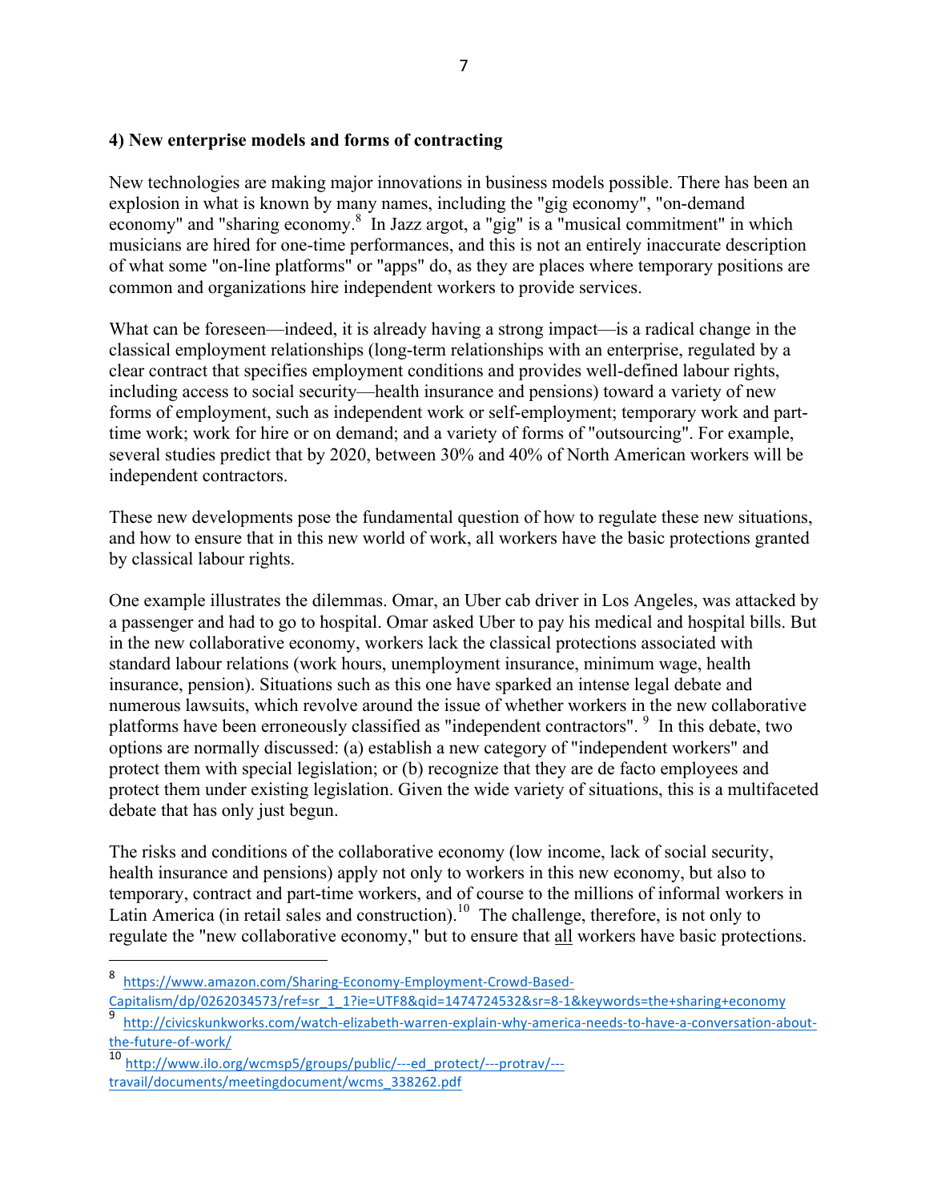### 4) New enterprise models and forms of contracting

New technologies are making major innovations in business models possible. There has been an explosion in what is known by many names, including the "gig economy", "on-demand economy" and "sharing economy.[8] In Jazz argot, a "gig" is a "musical commitment" in which musicians are hired for one-time performances, and this is not an entirely inaccurate description of what some "on-line platforms" or "apps" do, as they are places where temporary positions are common and organizations hire independent workers to provide services.

What can be foreseen—indeed, it is already having a strong impact—is a radical change in the classical employment relationships (long-term relationships with an enterprise, regulated by a clear contract that specifies employment conditions and provides well-defined labour rights, including access to social security—health insurance and pensions) toward a variety of new forms of employment, such as independent work or self-employment; temporary work and part-time work; work for hire or on demand; and a variety of forms of "outsourcing". For example, several studies predict that by 2020, between 30% and 40% of North American workers will be independent contractors.

These new developments pose the fundamental question of how to regulate these new situations, and how to ensure that in this new world of work, all workers have the basic protections granted by classical labour rights.

One example illustrates the dilemmas. Omar, an Uber cab driver in Los Angeles, was attacked by a passenger and had to go to hospital. Omar asked Uber to pay his medical and hospital bills. But in the new collaborative economy, workers lack the classical protections associated with standard labour relations (work hours, unemployment insurance, minimum wage, health insurance, pension). Situations such as this one have sparked an intense legal debate and numerous lawsuits, which revolve around the issue of whether workers in the new collaborative platforms have been erroneously classified as "independent contractors".[9] In this debate, two options are normally discussed: (a) establish a new category of "independent workers" and protect them with special legislation; or (b) recognize that they are de facto employees and protect them under existing legislation. Given the wide variety of situations, this is a multifaceted debate that has only just begun.

The risks and conditions of the collaborative economy (low income, lack of social security, health insurance and pensions) apply not only to workers in this new economy, but also to temporary, contract and part-time workers, and of course to the millions of informal workers in Latin America (in retail sales and construction).[10] The challenge, therefore, is not only to regulate the "new collaborative economy," but to ensure that <u>all</u> workers have basic protections.

---

[8] https://www.amazon.com/Sharing-Economy-Employment-Crowd-Based-Capitalism/dp/0262034573/ref=sr_1_1?ie=UTF8&qid=1474724532&sr=8-1&keywords=the+sharing+economy

[9] http://civicskunkworks.com/watch-elizabeth-warren-explain-why-america-needs-to-have-a-conversation-about-the-future-of-work/

[10] http://www.ilo.org/wcmsp5/groups/public/---ed_protect/---protrav/---travail/documents/meetingdocument/wcms_338262.pdf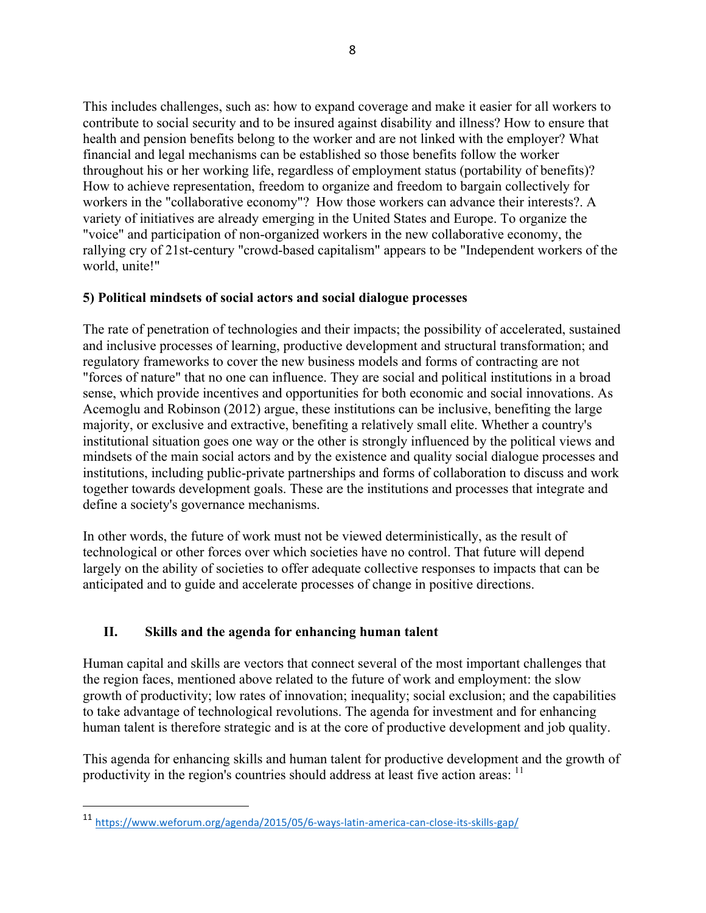This includes challenges, such as: how to expand coverage and make it easier for all workers to contribute to social security and to be insured against disability and illness? How to ensure that health and pension benefits belong to the worker and are not linked with the employer? What financial and legal mechanisms can be established so those benefits follow the worker throughout his or her working life, regardless of employment status (portability of benefits)? How to achieve representation, freedom to organize and freedom to bargain collectively for workers in the "collaborative economy"? How those workers can advance their interests?. A variety of initiatives are already emerging in the United States and Europe. To organize the "voice" and participation of non-organized workers in the new collaborative economy, the rallying cry of 21st-century "crowd-based capitalism" appears to be "Independent workers of the world, unite!"

**5) Political mindsets of social actors and social dialogue processes**

The rate of penetration of technologies and their impacts; the possibility of accelerated, sustained and inclusive processes of learning, productive development and structural transformation; and regulatory frameworks to cover the new business models and forms of contracting are not "forces of nature" that no one can influence. They are social and political institutions in a broad sense, which provide incentives and opportunities for both economic and social innovations. As Acemoglu and Robinson (2012) argue, these institutions can be inclusive, benefiting the large majority, or exclusive and extractive, benefiting a relatively small elite. Whether a country's institutional situation goes one way or the other is strongly influenced by the political views and mindsets of the main social actors and by the existence and quality social dialogue processes and institutions, including public-private partnerships and forms of collaboration to discuss and work together towards development goals. These are the institutions and processes that integrate and define a society's governance mechanisms.

In other words, the future of work must not be viewed deterministically, as the result of technological or other forces over which societies have no control. That future will depend largely on the ability of societies to offer adequate collective responses to impacts that can be anticipated and to guide and accelerate processes of change in positive directions.

## II. Skills and the agenda for enhancing human talent

Human capital and skills are vectors that connect several of the most important challenges that the region faces, mentioned above related to the future of work and employment: the slow growth of productivity; low rates of innovation; inequality; social exclusion; and the capabilities to take advantage of technological revolutions. The agenda for investment and for enhancing human talent is therefore strategic and is at the core of productive development and job quality.

This agenda for enhancing skills and human talent for productive development and the growth of productivity in the region's countries should address at least five action areas: [11]

---

[11] https://www.weforum.org/agenda/2015/05/6-ways-latin-america-can-close-its-skills-gap/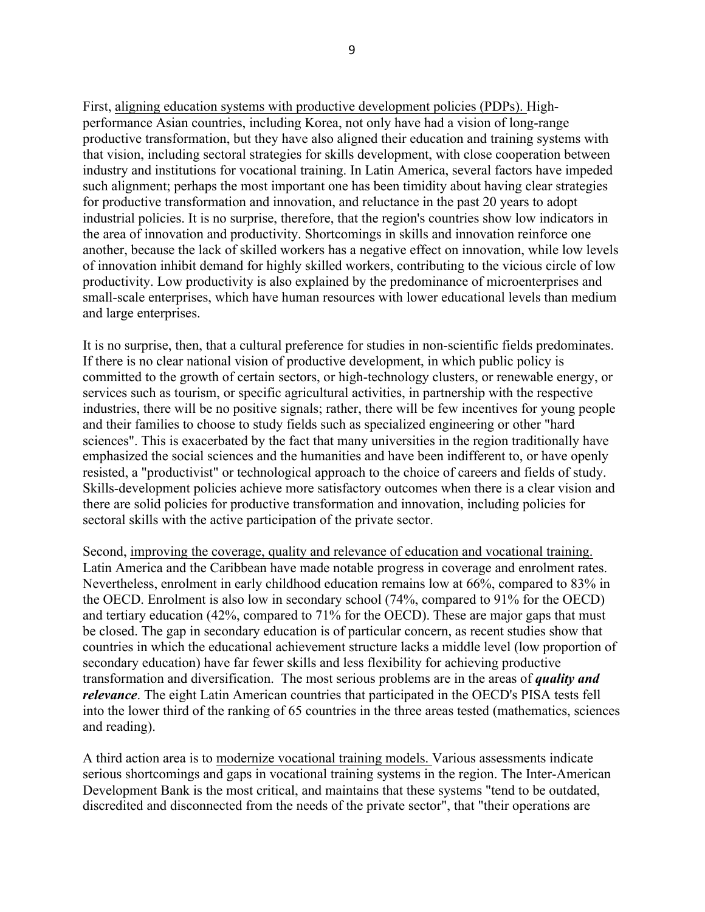First, <u>aligning education systems with productive development policies (PDPs).</u> High-performance Asian countries, including Korea, not only have had a vision of long-range productive transformation, but they have also aligned their education and training systems with that vision, including sectoral strategies for skills development, with close cooperation between industry and institutions for vocational training. In Latin America, several factors have impeded such alignment; perhaps the most important one has been timidity about having clear strategies for productive transformation and innovation, and reluctance in the past 20 years to adopt industrial policies. It is no surprise, therefore, that the region's countries show low indicators in the area of innovation and productivity. Shortcomings in skills and innovation reinforce one another, because the lack of skilled workers has a negative effect on innovation, while low levels of innovation inhibit demand for highly skilled workers, contributing to the vicious circle of low productivity. Low productivity is also explained by the predominance of microenterprises and small-scale enterprises, which have human resources with lower educational levels than medium and large enterprises.

It is no surprise, then, that a cultural preference for studies in non-scientific fields predominates. If there is no clear national vision of productive development, in which public policy is committed to the growth of certain sectors, or high-technology clusters, or renewable energy, or services such as tourism, or specific agricultural activities, in partnership with the respective industries, there will be no positive signals; rather, there will be few incentives for young people and their families to choose to study fields such as specialized engineering or other "hard sciences". This is exacerbated by the fact that many universities in the region traditionally have emphasized the social sciences and the humanities and have been indifferent to, or have openly resisted, a "productivist" or technological approach to the choice of careers and fields of study. Skills-development policies achieve more satisfactory outcomes when there is a clear vision and there are solid policies for productive transformation and innovation, including policies for sectoral skills with the active participation of the private sector.

Second, <u>improving the coverage, quality and relevance of education and vocational training.</u> Latin America and the Caribbean have made notable progress in coverage and enrolment rates. Nevertheless, enrolment in early childhood education remains low at 66%, compared to 83% in the OECD. Enrolment is also low in secondary school (74%, compared to 91% for the OECD) and tertiary education (42%, compared to 71% for the OECD). These are major gaps that must be closed. The gap in secondary education is of particular concern, as recent studies show that countries in which the educational achievement structure lacks a middle level (low proportion of secondary education) have far fewer skills and less flexibility for achieving productive transformation and diversification. The most serious problems are in the areas of ***quality and relevance***. The eight Latin American countries that participated in the OECD's PISA tests fell into the lower third of the ranking of 65 countries in the three areas tested (mathematics, sciences and reading).

A third action area is to <u>modernize vocational training models.</u> Various assessments indicate serious shortcomings and gaps in vocational training systems in the region. The Inter-American Development Bank is the most critical, and maintains that these systems "tend to be outdated, discredited and disconnected from the needs of the private sector", that "their operations are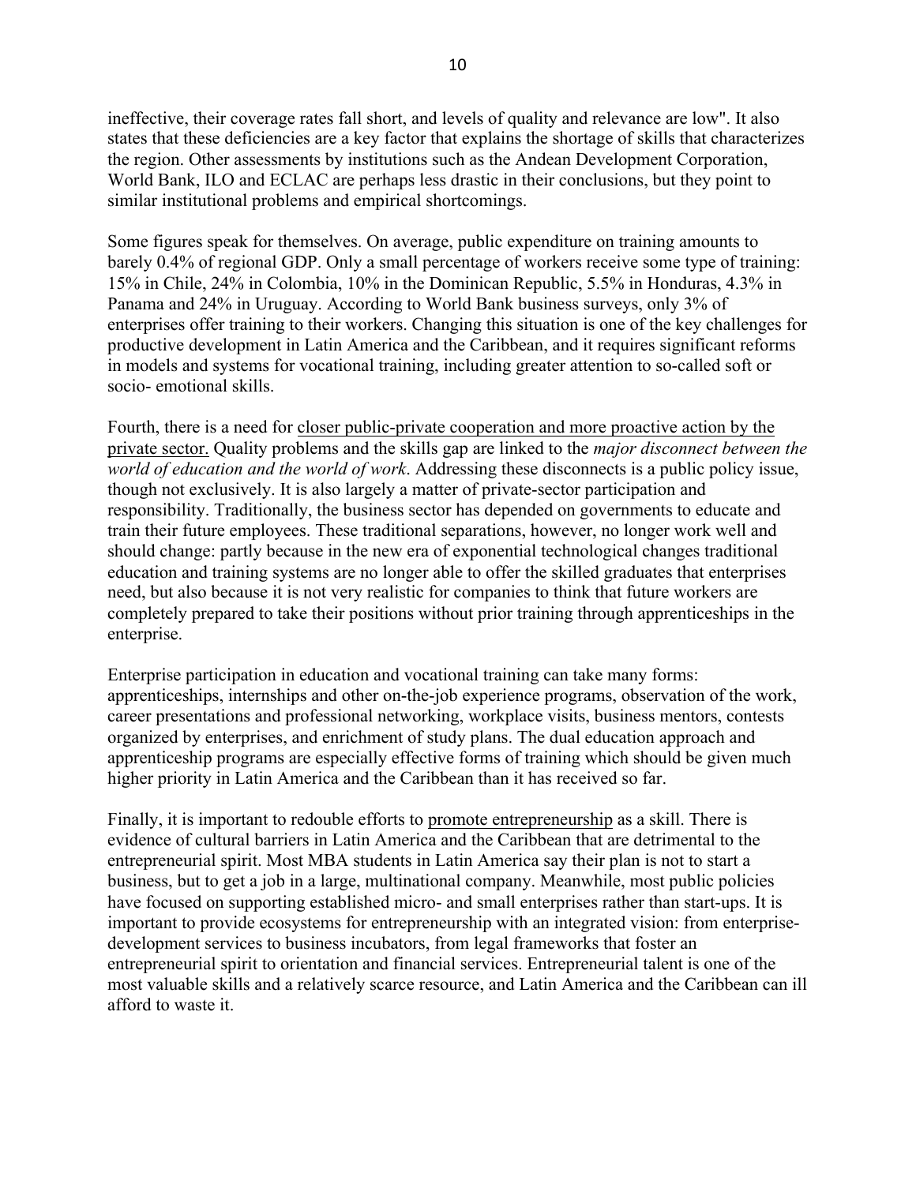ineffective, their coverage rates fall short, and levels of quality and relevance are low". It also states that these deficiencies are a key factor that explains the shortage of skills that characterizes the region. Other assessments by institutions such as the Andean Development Corporation, World Bank, ILO and ECLAC are perhaps less drastic in their conclusions, but they point to similar institutional problems and empirical shortcomings.

Some figures speak for themselves. On average, public expenditure on training amounts to barely 0.4% of regional GDP. Only a small percentage of workers receive some type of training: 15% in Chile, 24% in Colombia, 10% in the Dominican Republic, 5.5% in Honduras, 4.3% in Panama and 24% in Uruguay. According to World Bank business surveys, only 3% of enterprises offer training to their workers. Changing this situation is one of the key challenges for productive development in Latin America and the Caribbean, and it requires significant reforms in models and systems for vocational training, including greater attention to so-called soft or socio- emotional skills.

Fourth, there is a need for <u>closer public-private cooperation and more proactive action by the private sector.</u> Quality problems and the skills gap are linked to the *major disconnect between the world of education and the world of work*. Addressing these disconnects is a public policy issue, though not exclusively. It is also largely a matter of private-sector participation and responsibility. Traditionally, the business sector has depended on governments to educate and train their future employees. These traditional separations, however, no longer work well and should change: partly because in the new era of exponential technological changes traditional education and training systems are no longer able to offer the skilled graduates that enterprises need, but also because it is not very realistic for companies to think that future workers are completely prepared to take their positions without prior training through apprenticeships in the enterprise.

Enterprise participation in education and vocational training can take many forms: apprenticeships, internships and other on-the-job experience programs, observation of the work, career presentations and professional networking, workplace visits, business mentors, contests organized by enterprises, and enrichment of study plans. The dual education approach and apprenticeship programs are especially effective forms of training which should be given much higher priority in Latin America and the Caribbean than it has received so far.

Finally, it is important to redouble efforts to <u>promote entrepreneurship</u> as a skill. There is evidence of cultural barriers in Latin America and the Caribbean that are detrimental to the entrepreneurial spirit. Most MBA students in Latin America say their plan is not to start a business, but to get a job in a large, multinational company. Meanwhile, most public policies have focused on supporting established micro- and small enterprises rather than start-ups. It is important to provide ecosystems for entrepreneurship with an integrated vision: from enterprise-development services to business incubators, from legal frameworks that foster an entrepreneurial spirit to orientation and financial services. Entrepreneurial talent is one of the most valuable skills and a relatively scarce resource, and Latin America and the Caribbean can ill afford to waste it.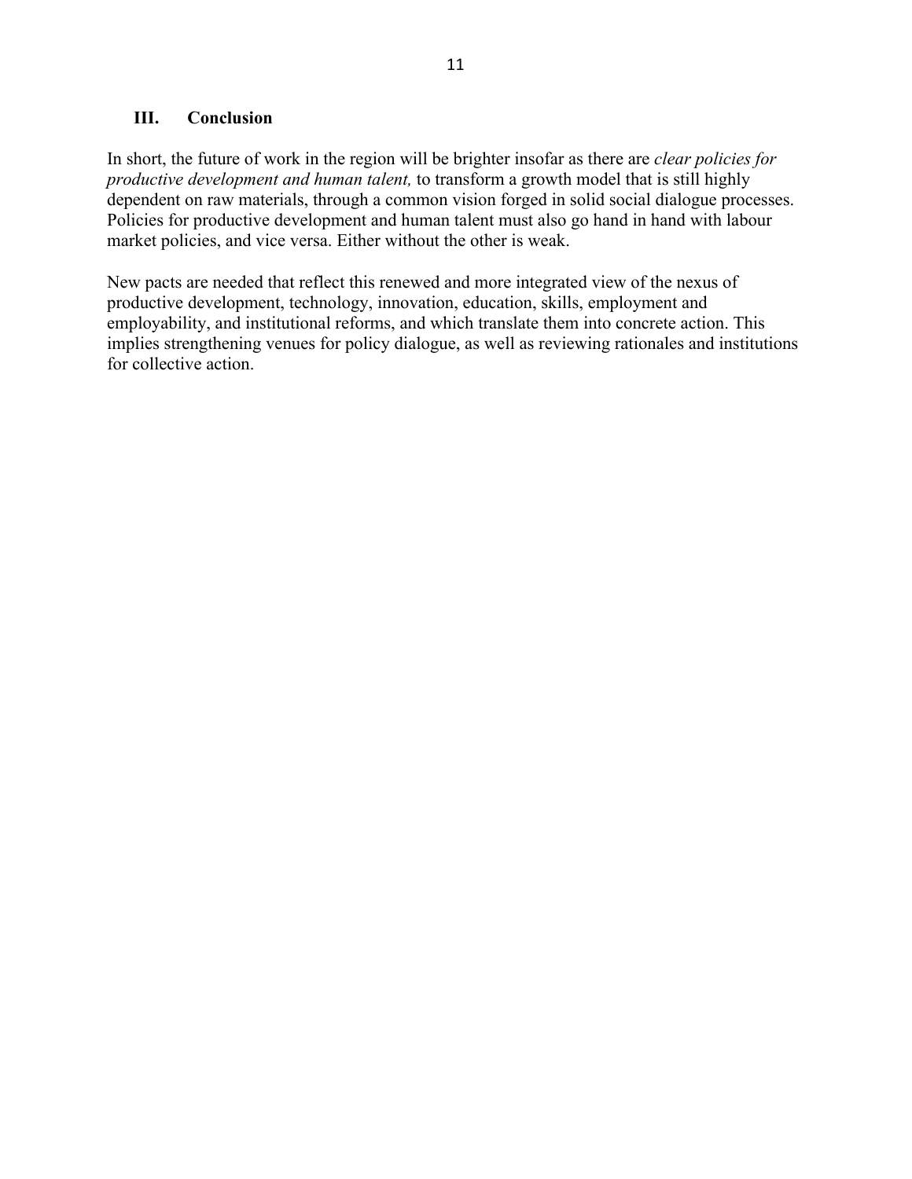## III. Conclusion

In short, the future of work in the region will be brighter insofar as there are *clear policies for productive development and human talent,* to transform a growth model that is still highly dependent on raw materials, through a common vision forged in solid social dialogue processes. Policies for productive development and human talent must also go hand in hand with labour market policies, and vice versa. Either without the other is weak.

New pacts are needed that reflect this renewed and more integrated view of the nexus of productive development, technology, innovation, education, skills, employment and employability, and institutional reforms, and which translate them into concrete action. This implies strengthening venues for policy dialogue, as well as reviewing rationales and institutions for collective action.